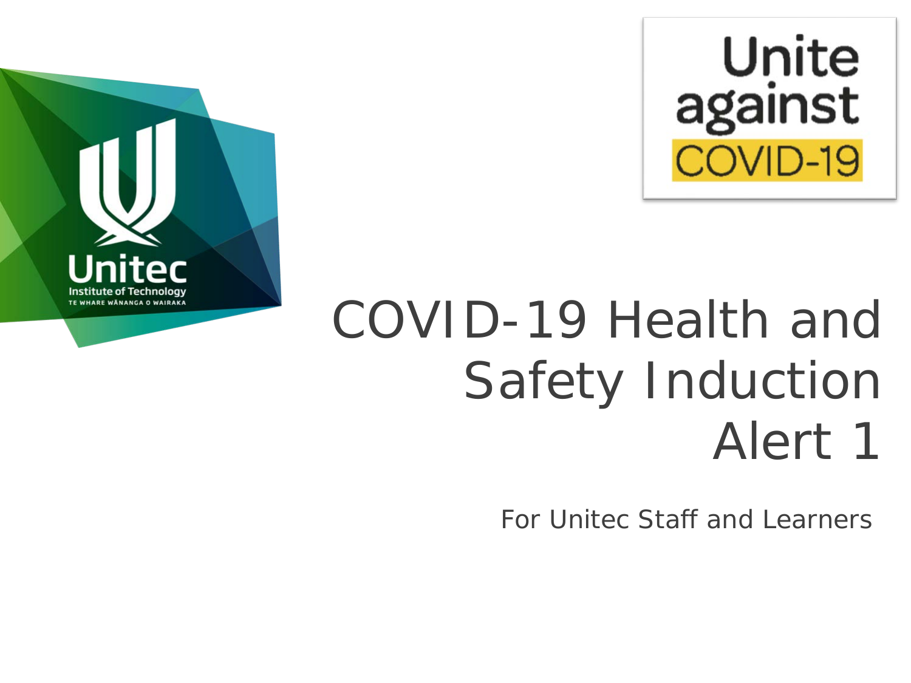# COVID-19 Health and Safety Induction Alert 1

For Unitec Staff and Learners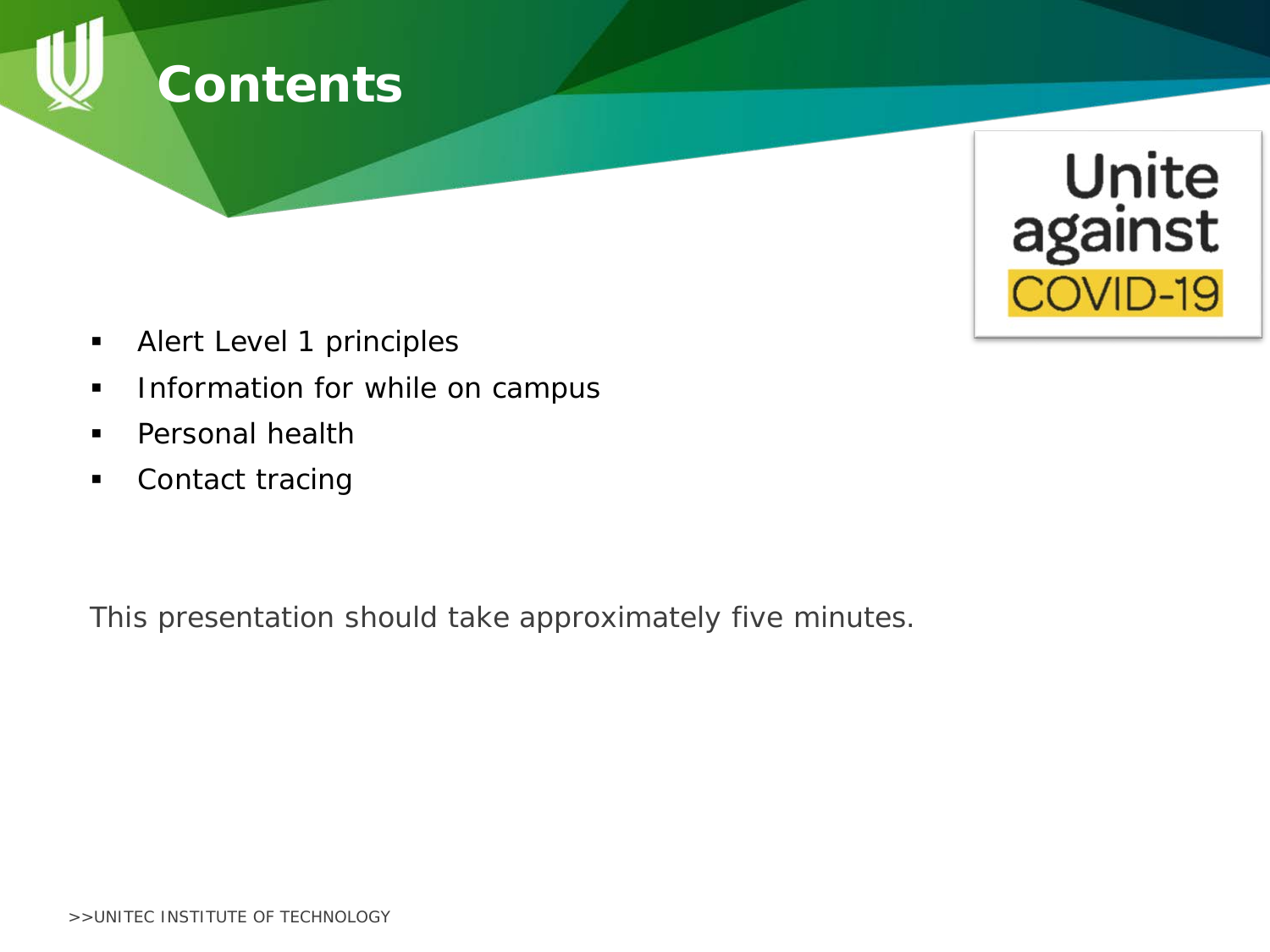# Contents

Unite against COVID-19

- Alert Level 1 principles
- Information for while on campus
- Personal health
- Contact tracing

This presentation should take approximately five minutes.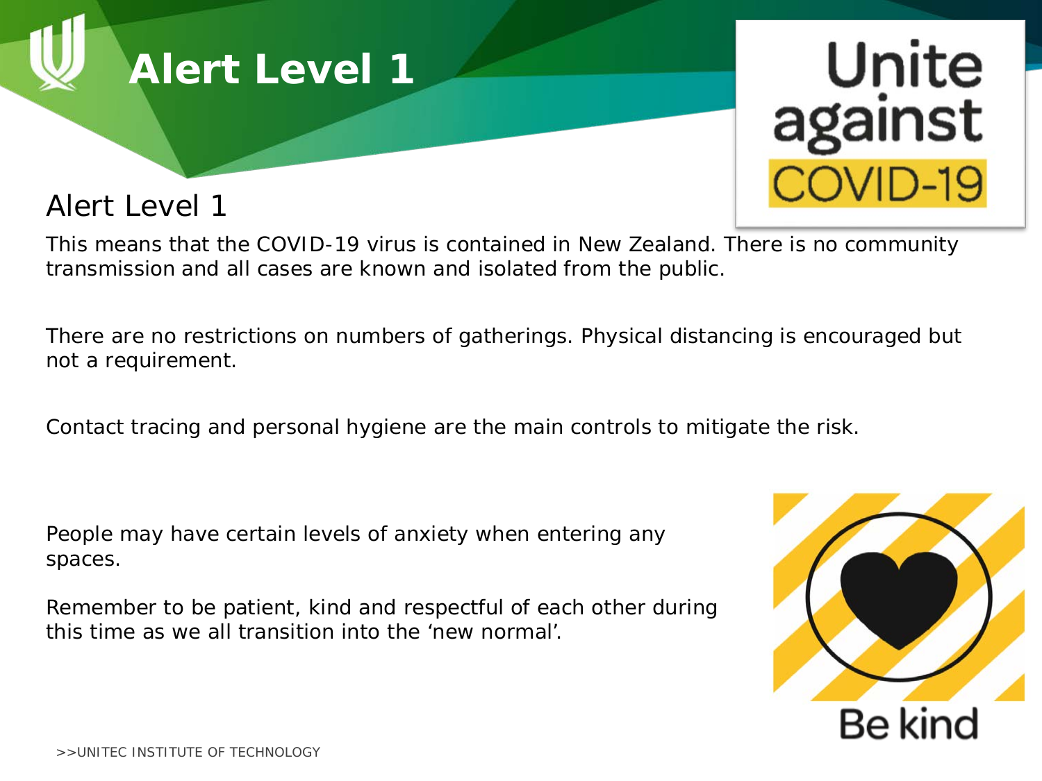# Alert Level 1

## Alert Level 1

This means that the COVID-19 virus is contained in New Zealand. There is no community transmission and all cases are known and isolated from the public.

There are no restrictions on numbers of gatherings. Physical distancing is encouraged but not a requirement.

Contact tracing and personal hygiene are the main controls to mitigate the risk.

People may have certain levels of anxiety when entering any spaces.

Remember to be patient, kind and respectful of each other during this time as we all transition into the 'new normal'.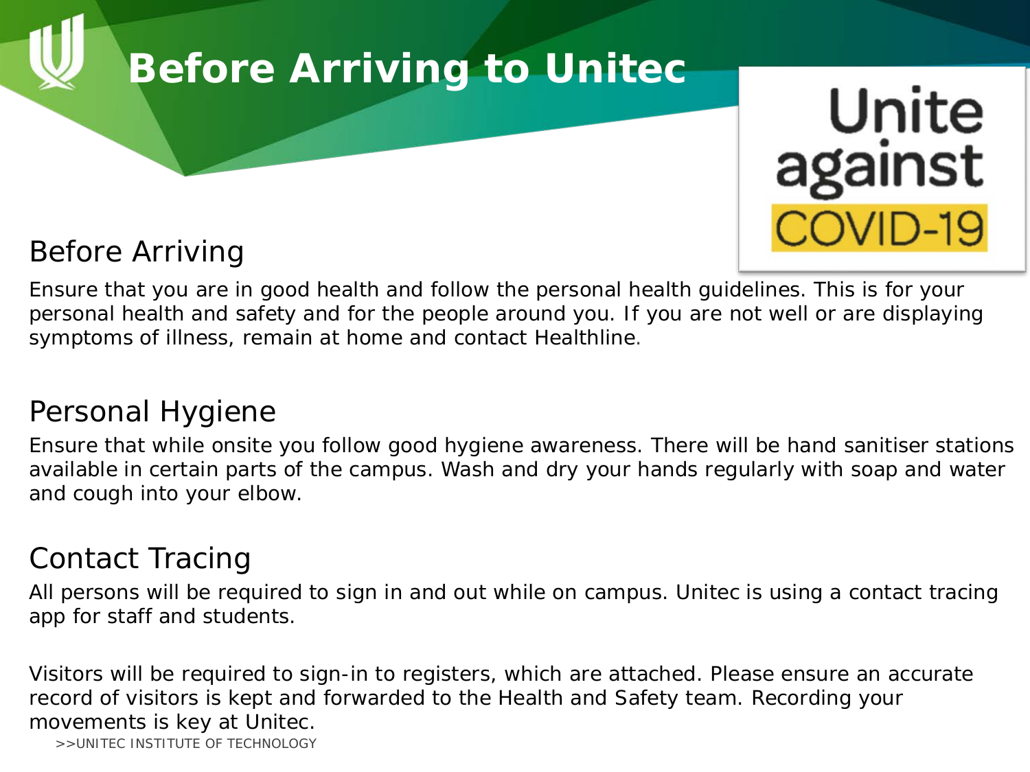# Before Arriving to Unitec

Unite against COVID-19

## Before Arriving

Ensure that you are in good health and follow the personal health guidelines. This is for your personal health and safety and for the people around you. If you are not well or are displaying symptoms of illness, remain at home and contact Healthline.

## Personal Hygiene

Ensure that while onsite you follow good hygiene awareness. There will be hand sanitiser stations available in certain parts of the campus. Wash and dry your hands regularly with soap and water and cough into your elbow.

## Contact Tracing

All persons will be required to sign in and out while on campus. Unitec is using a contact tracing app for staff and students.

Visitors will be required to sign-in to registers, which are attached. Please ensure an accurate record of visitors is kept and forwarded to the Health and Safety team. Recording your movements is key at Unitec.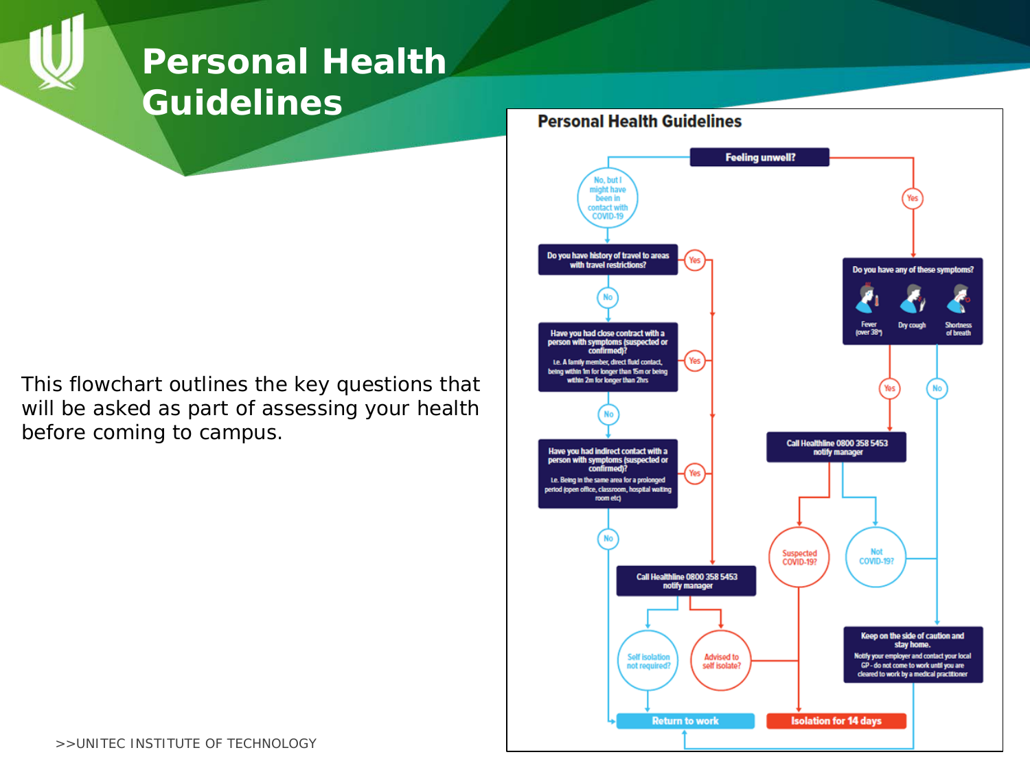# Personal Health Guidelines

This flowchart outlines the key questions that will be asked as part of assessing your health before coming to campus.

## Personal Health Guidelines

**Feeling unwell?**

- **No, but I might have been in contact with COVID-19**
  - **Do you have history of travel to areas with travel restrictions?**
    - Yes → Call Healthline 0800 358 5453 notify manager
    - No → **Have you had close contract with a person with symptoms (suspected or confirmed)?** I.e. A family member, direct fluid contact, being within 1m for longer than 15m or being within 2m for longer than 2hrs
      - Yes → Call Healthline 0800 358 5453 notify manager
      - No → **Have you had indirect contact with a person with symptoms (suspected or confirmed)?** I.e. Being in the same area for a prolonged period (open office, classroom, hospital waiting room etc)
        - Yes → Call Healthline 0800 358 5453 notify manager
        - No → Return to work
  - **Call Healthline 0800 358 5453 notify manager**
    - Self isolation not required? → Return to work
    - Advised to self isolate? → Isolation for 14 days
- **Yes**
  - **Do you have any of these symptoms?** Fever (over 38°), Dry cough, Shortness of breath
    - Yes → **Call Healthline 0800 358 5453 notify manager**
      - Suspected COVID-19? → Isolation for 14 days
      - Not COVID-19? → Keep on the side of caution and stay home.
    - No → **Keep on the side of caution and stay home.** Notify your employer and contact your local GP - do not come to work until you are cleared to work by a medical practitioner → Return to work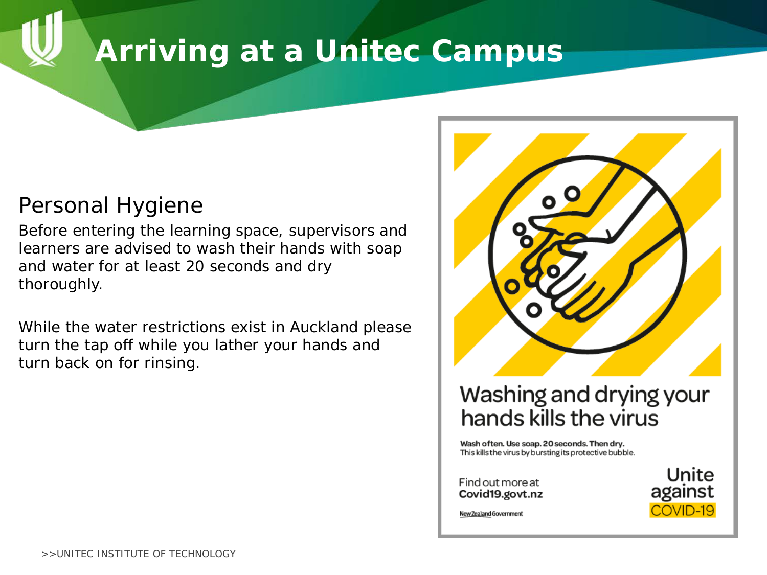# Arriving at a Unitec Campus

## Personal Hygiene

Before entering the learning space, supervisors and learners are advised to wash their hands with soap and water for at least 20 seconds and dry thoroughly.

While the water restrictions exist in Auckland please turn the tap off while you lather your hands and turn back on for rinsing.

Washing and drying your hands kills the virus

**Wash often. Use soap. 20 seconds. Then dry.**
This kills the virus by bursting its protective bubble.

Find out more at
**Covid19.govt.nz**

New Zealand Government

Unite against COVID-19

>>UNITEC INSTITUTE OF TECHNOLOGY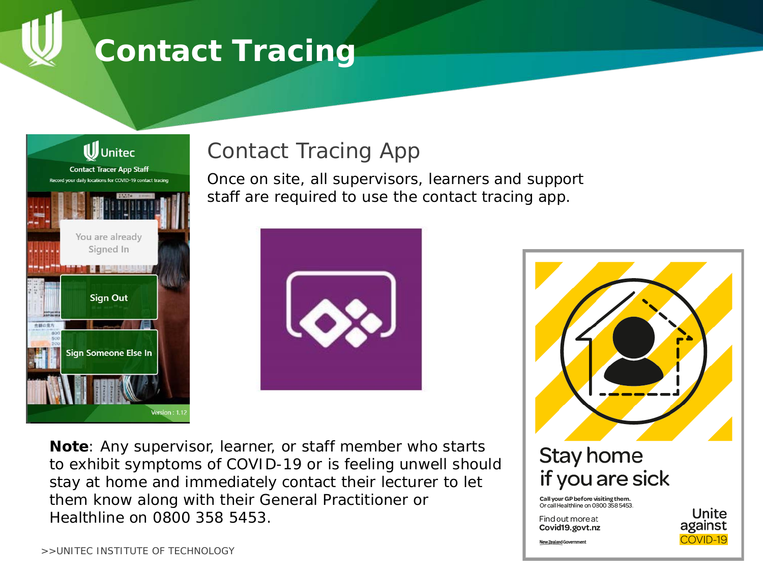# Contact Tracing

## Contact Tracing App

Once on site, all supervisors, learners and support staff are required to use the contact tracing app.

**Note**: Any supervisor, learner, or staff member who starts to exhibit symptoms of COVID-19 or is feeling unwell should stay at home and immediately contact their lecturer to let them know along with their General Practitioner or Healthline on 0800 358 5453.

>>UNITEC INSTITUTE OF TECHNOLOGY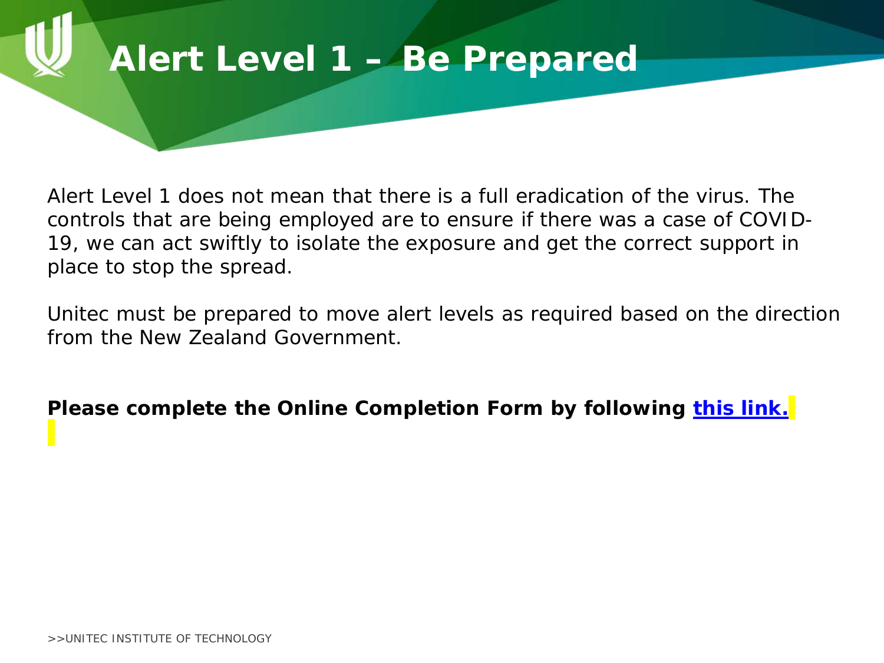# Alert Level 1 – Be Prepared

Alert Level 1 does not mean that there is a full eradication of the virus. The controls that are being employed are to ensure if there was a case of COVID-19, we can act swiftly to isolate the exposure and get the correct support in place to stop the spread.

Unitec must be prepared to move alert levels as required based on the direction from the New Zealand Government.

**Please complete the Online Completion Form by following this link.**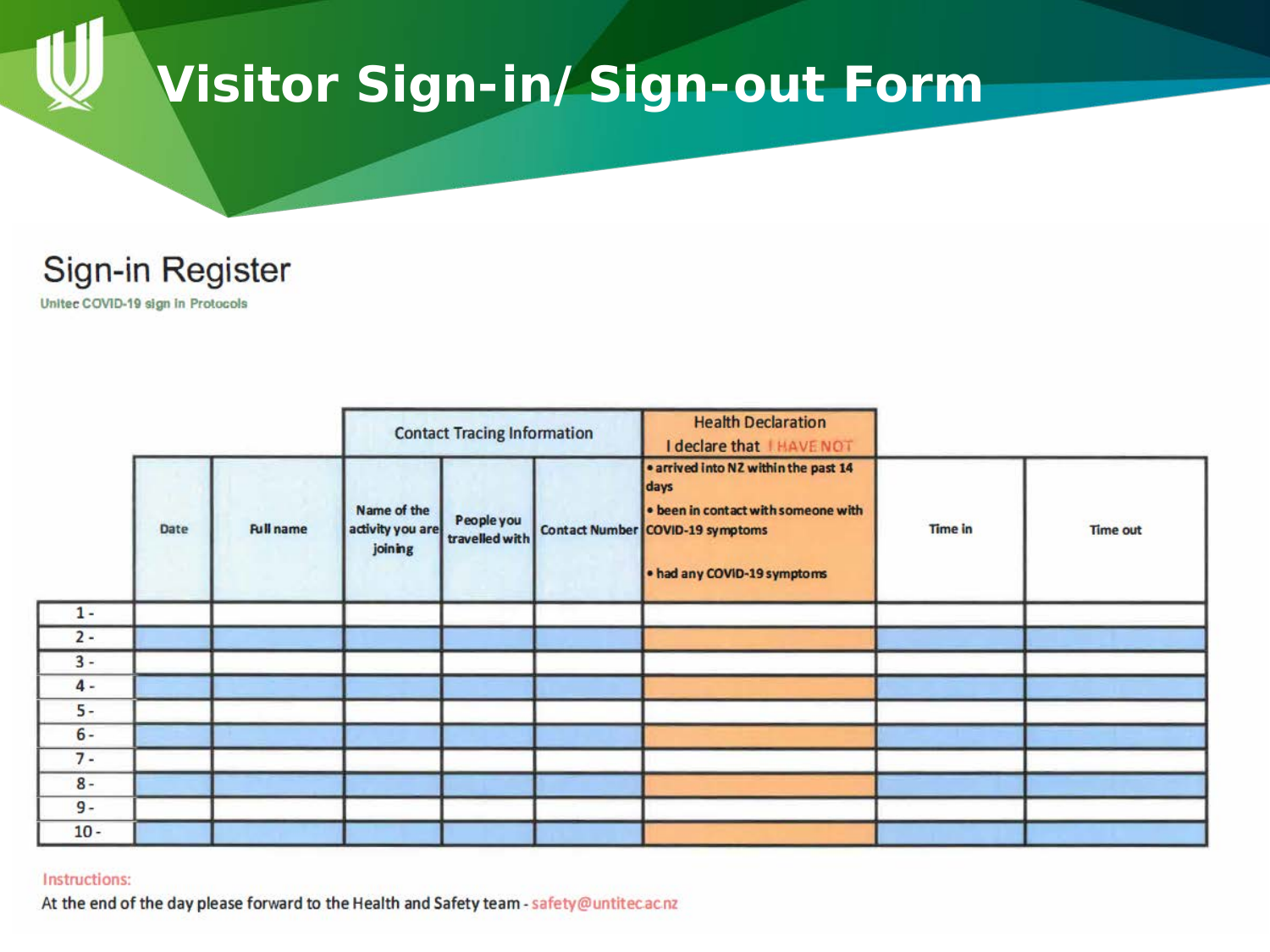# Visitor Sign-in/ Sign-out Form

## Sign-in Register

Unitec COVID-19 sign in Protocols

| | | | Contact Tracing Information | | | Health Declaration I declare that I HAVE NOT | | |
|---|---|---|---|---|---|---|---|---|
| | Date | Full name | Name of the activity you are joining | People you travelled with | Contact Number | • arrived into NZ within the past 14 days • been in contact with someone with COVID-19 symptoms • had any COVID-19 symptoms | Time in | Time out |
| 1 - | | | | | | | | |
| 2 - | | | | | | | | |
| 3 - | | | | | | | | |
| 4 - | | | | | | | | |
| 5 - | | | | | | | | |
| 6 - | | | | | | | | |
| 7 - | | | | | | | | |
| 8 - | | | | | | | | |
| 9 - | | | | | | | | |
| 10 - | | | | | | | | |

Instructions:

At the end of the day please forward to the Health and Safety team - safety@untitecac.nz